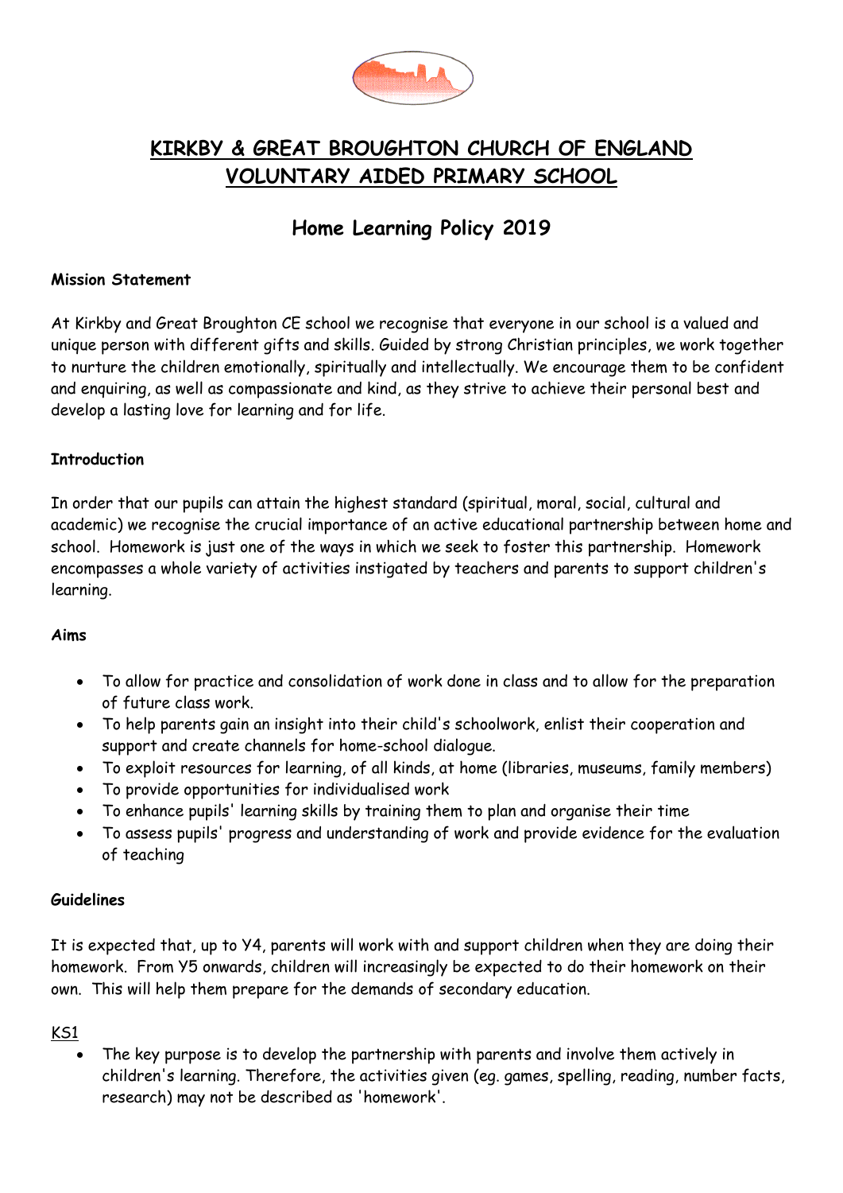# KIRKBY & GREAT BROUGHTON CHURCH OF ENGLAND VOLUNTARY AIDED PRIMARY SCHOOL

## Home Learning Policy 2019

**Mission Statement**

At Kirkby and Great Broughton CE school we recognise that everyone in our school is a valued and unique person with different gifts and skills. Guided by strong Christian principles, we work together to nurture the children emotionally, spiritually and intellectually. We encourage them to be confident and enquiring, as well as compassionate and kind, as they strive to achieve their personal best and develop a lasting love for learning and for life.

**Introduction**

In order that our pupils can attain the highest standard (spiritual, moral, social, cultural and academic) we recognise the crucial importance of an active educational partnership between home and school. Homework is just one of the ways in which we seek to foster this partnership. Homework encompasses a whole variety of activities instigated by teachers and parents to support children's learning.

**Aims**

- To allow for practice and consolidation of work done in class and to allow for the preparation of future class work.
- To help parents gain an insight into their child's schoolwork, enlist their cooperation and support and create channels for home-school dialogue.
- To exploit resources for learning, of all kinds, at home (libraries, museums, family members)
- To provide opportunities for individualised work
- To enhance pupils' learning skills by training them to plan and organise their time
- To assess pupils' progress and understanding of work and provide evidence for the evaluation of teaching

**Guidelines**

It is expected that, up to Y4, parents will work with and support children when they are doing their homework. From Y5 onwards, children will increasingly be expected to do their homework on their own. This will help them prepare for the demands of secondary education.

KS1

- The key purpose is to develop the partnership with parents and involve them actively in children's learning. Therefore, the activities given (eg. games, spelling, reading, number facts, research) may not be described as 'homework'.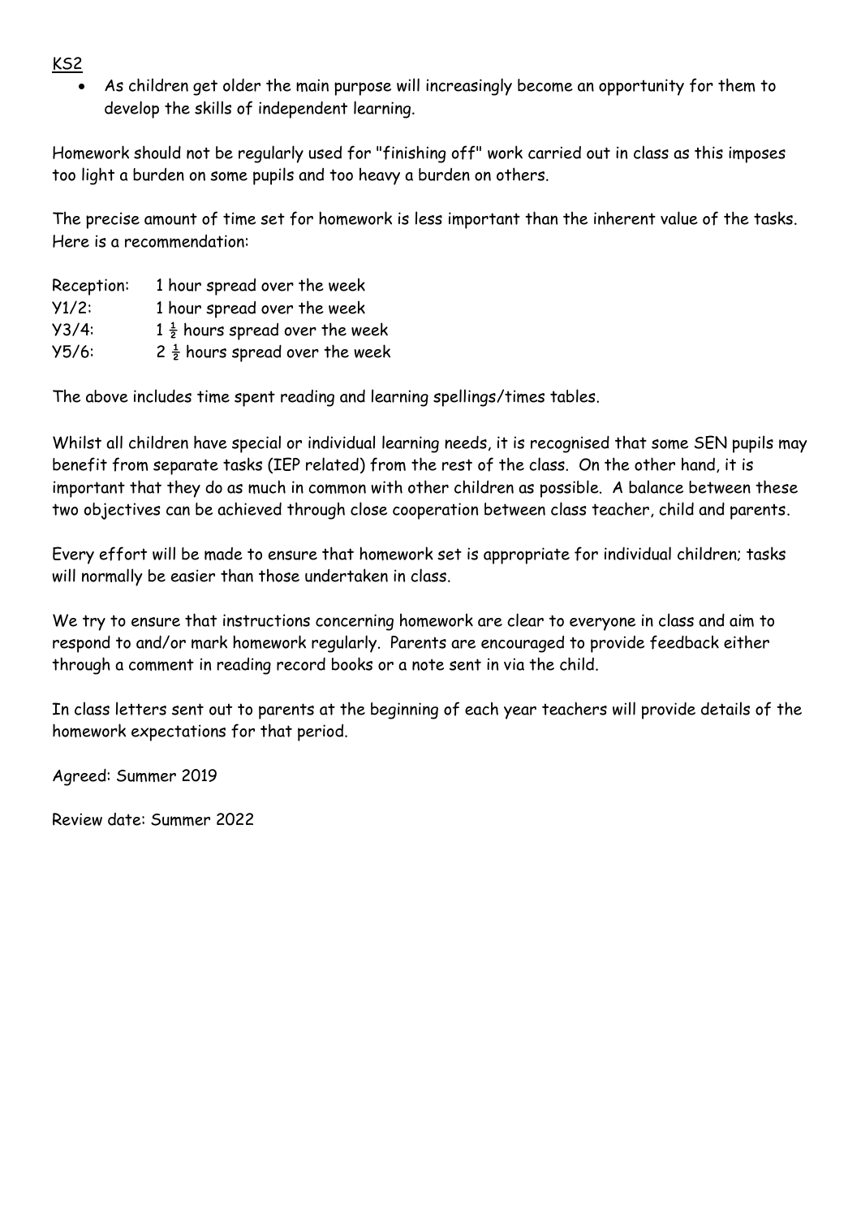KS2

- As children get older the main purpose will increasingly become an opportunity for them to develop the skills of independent learning.

Homework should not be regularly used for "finishing off" work carried out in class as this imposes too light a burden on some pupils and too heavy a burden on others.

The precise amount of time set for homework is less important than the inherent value of the tasks. Here is a recommendation:

| | |
|---|---|
| Reception: | 1 hour spread over the week |
| Y1/2: | 1 hour spread over the week |
| Y3/4: | 1 ½ hours spread over the week |
| Y5/6: | 2 ½ hours spread over the week |

The above includes time spent reading and learning spellings/times tables.

Whilst all children have special or individual learning needs, it is recognised that some SEN pupils may benefit from separate tasks (IEP related) from the rest of the class. On the other hand, it is important that they do as much in common with other children as possible. A balance between these two objectives can be achieved through close cooperation between class teacher, child and parents.

Every effort will be made to ensure that homework set is appropriate for individual children; tasks will normally be easier than those undertaken in class.

We try to ensure that instructions concerning homework are clear to everyone in class and aim to respond to and/or mark homework regularly. Parents are encouraged to provide feedback either through a comment in reading record books or a note sent in via the child.

In class letters sent out to parents at the beginning of each year teachers will provide details of the homework expectations for that period.

Agreed: Summer 2019

Review date: Summer 2022